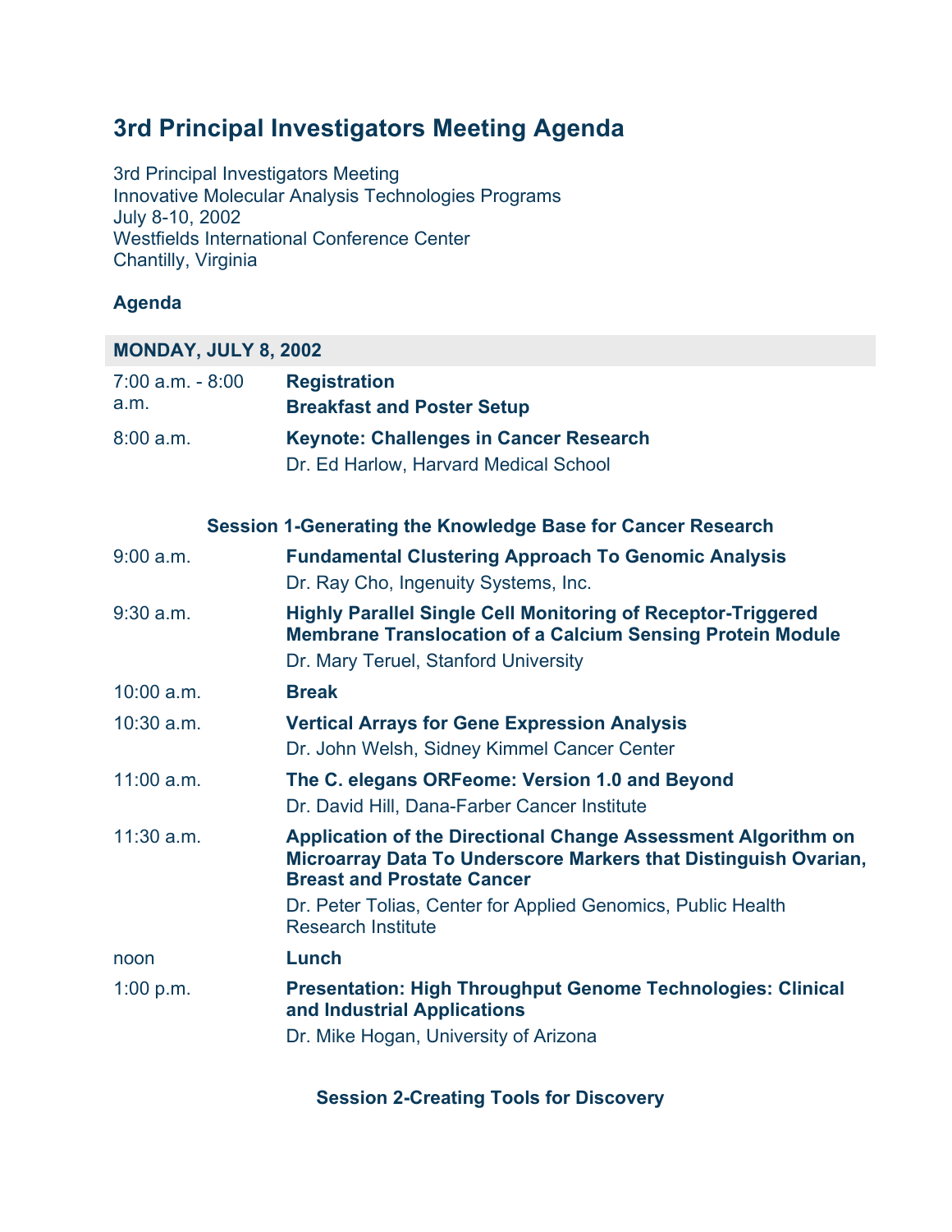# 3rd Principal Investigators Meeting Agenda

3rd Principal Investigators Meeting
Innovative Molecular Analysis Technologies Programs
July 8-10, 2002
Westfields International Conference Center
Chantilly, Virginia

**Agenda**

| MONDAY, JULY 8, 2002 | |
|---|---|
| 7:00 a.m. - 8:00 a.m. | **Registration**<br>**Breakfast and Poster Setup** |
| 8:00 a.m. | **Keynote: Challenges in Cancer Research**<br>Dr. Ed Harlow, Harvard Medical School |
| | **Session 1-Generating the Knowledge Base for Cancer Research** |
| 9:00 a.m. | **Fundamental Clustering Approach To Genomic Analysis**<br>Dr. Ray Cho, Ingenuity Systems, Inc. |
| 9:30 a.m. | **Highly Parallel Single Cell Monitoring of Receptor-Triggered Membrane Translocation of a Calcium Sensing Protein Module**<br>Dr. Mary Teruel, Stanford University |
| 10:00 a.m. | **Break** |
| 10:30 a.m. | **Vertical Arrays for Gene Expression Analysis**<br>Dr. John Welsh, Sidney Kimmel Cancer Center |
| 11:00 a.m. | **The C. elegans ORFeome: Version 1.0 and Beyond**<br>Dr. David Hill, Dana-Farber Cancer Institute |
| 11:30 a.m. | **Application of the Directional Change Assessment Algorithm on Microarray Data To Underscore Markers that Distinguish Ovarian, Breast and Prostate Cancer**<br>Dr. Peter Tolias, Center for Applied Genomics, Public Health Research Institute |
| noon | **Lunch** |
| 1:00 p.m. | **Presentation: High Throughput Genome Technologies: Clinical and Industrial Applications**<br>Dr. Mike Hogan, University of Arizona |
| | **Session 2-Creating Tools for Discovery** |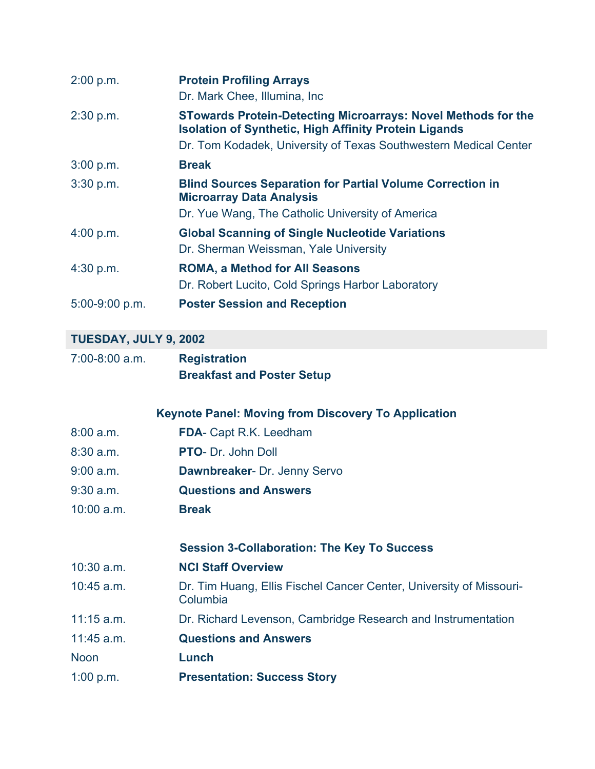| | |
|---|---|
| 2:00 p.m. | **Protein Profiling Arrays**<br>Dr. Mark Chee, Illumina, Inc |
| 2:30 p.m. | **STowards Protein-Detecting Microarrays: Novel Methods for the Isolation of Synthetic, High Affinity Protein Ligands**<br>Dr. Tom Kodadek, University of Texas Southwestern Medical Center |
| 3:00 p.m. | **Break** |
| 3:30 p.m. | **Blind Sources Separation for Partial Volume Correction in Microarray Data Analysis**<br>Dr. Yue Wang, The Catholic University of America |
| 4:00 p.m. | **Global Scanning of Single Nucleotide Variations**<br>Dr. Sherman Weissman, Yale University |
| 4:30 p.m. | **ROMA, a Method for All Seasons**<br>Dr. Robert Lucito, Cold Springs Harbor Laboratory |
| 5:00-9:00 p.m. | **Poster Session and Reception** |

## TUESDAY, JULY 9, 2002

| | |
|---|---|
| 7:00-8:00 a.m. | **Registration**<br>**Breakfast and Poster Setup** |

### Keynote Panel: Moving from Discovery To Application

| | |
|---|---|
| 8:00 a.m. | **FDA**- Capt R.K. Leedham |
| 8:30 a.m. | **PTO**- Dr. John Doll |
| 9:00 a.m. | **Dawnbreaker**- Dr. Jenny Servo |
| 9:30 a.m. | **Questions and Answers** |
| 10:00 a.m. | **Break** |

### Session 3-Collaboration: The Key To Success

| | |
|---|---|
| 10:30 a.m. | **NCI Staff Overview** |
| 10:45 a.m. | Dr. Tim Huang, Ellis Fischel Cancer Center, University of Missouri-Columbia |
| 11:15 a.m. | Dr. Richard Levenson, Cambridge Research and Instrumentation |
| 11:45 a.m. | **Questions and Answers** |
| Noon | **Lunch** |
| 1:00 p.m. | **Presentation: Success Story** |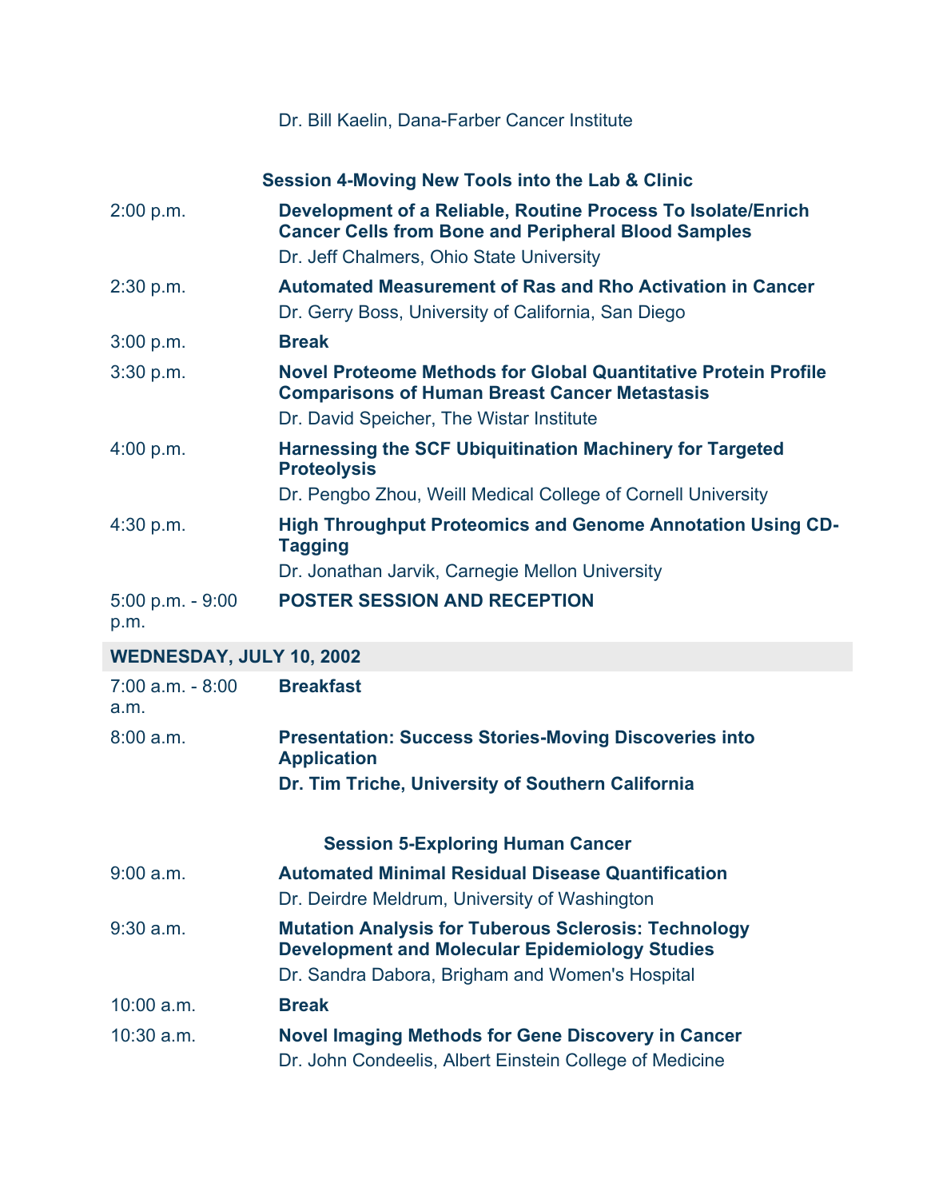Dr. Bill Kaelin, Dana-Farber Cancer Institute

### Session 4-Moving New Tools into the Lab & Clinic

| | |
|---|---|
| 2:00 p.m. | **Development of a Reliable, Routine Process To Isolate/Enrich Cancer Cells from Bone and Peripheral Blood Samples**<br>Dr. Jeff Chalmers, Ohio State University |
| 2:30 p.m. | **Automated Measurement of Ras and Rho Activation in Cancer**<br>Dr. Gerry Boss, University of California, San Diego |
| 3:00 p.m. | **Break** |
| 3:30 p.m. | **Novel Proteome Methods for Global Quantitative Protein Profile Comparisons of Human Breast Cancer Metastasis**<br>Dr. David Speicher, The Wistar Institute |
| 4:00 p.m. | **Harnessing the SCF Ubiquitination Machinery for Targeted Proteolysis**<br>Dr. Pengbo Zhou, Weill Medical College of Cornell University |
| 4:30 p.m. | **High Throughput Proteomics and Genome Annotation Using CD-Tagging**<br>Dr. Jonathan Jarvik, Carnegie Mellon University |
| 5:00 p.m. - 9:00 p.m. | **POSTER SESSION AND RECEPTION** |

## WEDNESDAY, JULY 10, 2002

| | |
|---|---|
| 7:00 a.m. - 8:00 a.m. | **Breakfast** |
| 8:00 a.m. | **Presentation: Success Stories-Moving Discoveries into Application**<br>**Dr. Tim Triche, University of Southern California** |

### Session 5-Exploring Human Cancer

| | |
|---|---|
| 9:00 a.m. | **Automated Minimal Residual Disease Quantification**<br>Dr. Deirdre Meldrum, University of Washington |
| 9:30 a.m. | **Mutation Analysis for Tuberous Sclerosis: Technology Development and Molecular Epidemiology Studies**<br>Dr. Sandra Dabora, Brigham and Women's Hospital |
| 10:00 a.m. | **Break** |
| 10:30 a.m. | **Novel Imaging Methods for Gene Discovery in Cancer**<br>Dr. John Condeelis, Albert Einstein College of Medicine |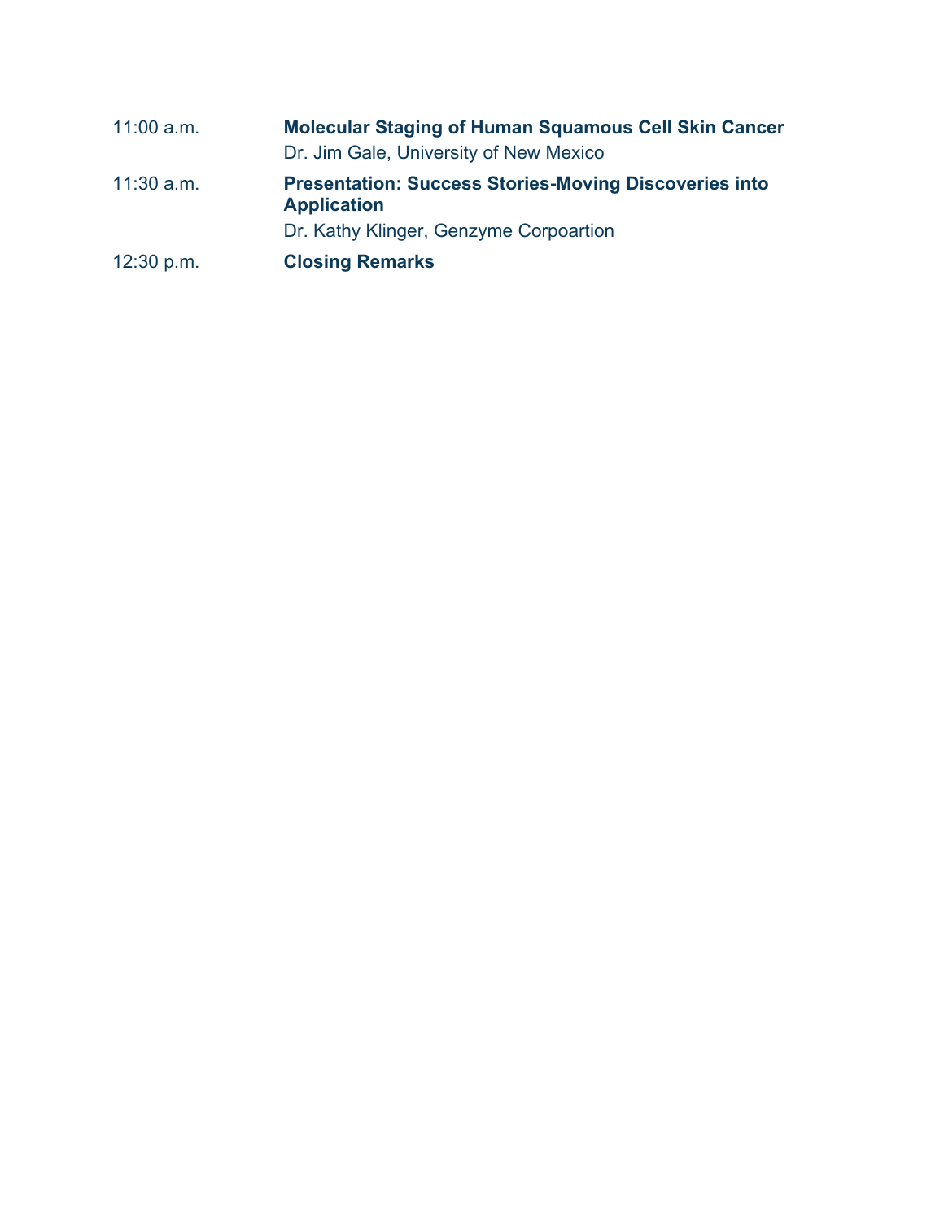| | |
|---|---|
| 11:00 a.m. | **Molecular Staging of Human Squamous Cell Skin Cancer**<br>Dr. Jim Gale, University of New Mexico |
| 11:30 a.m. | **Presentation: Success Stories-Moving Discoveries into Application**<br>Dr. Kathy Klinger, Genzyme Corpoartion |
| 12:30 p.m. | **Closing Remarks** |